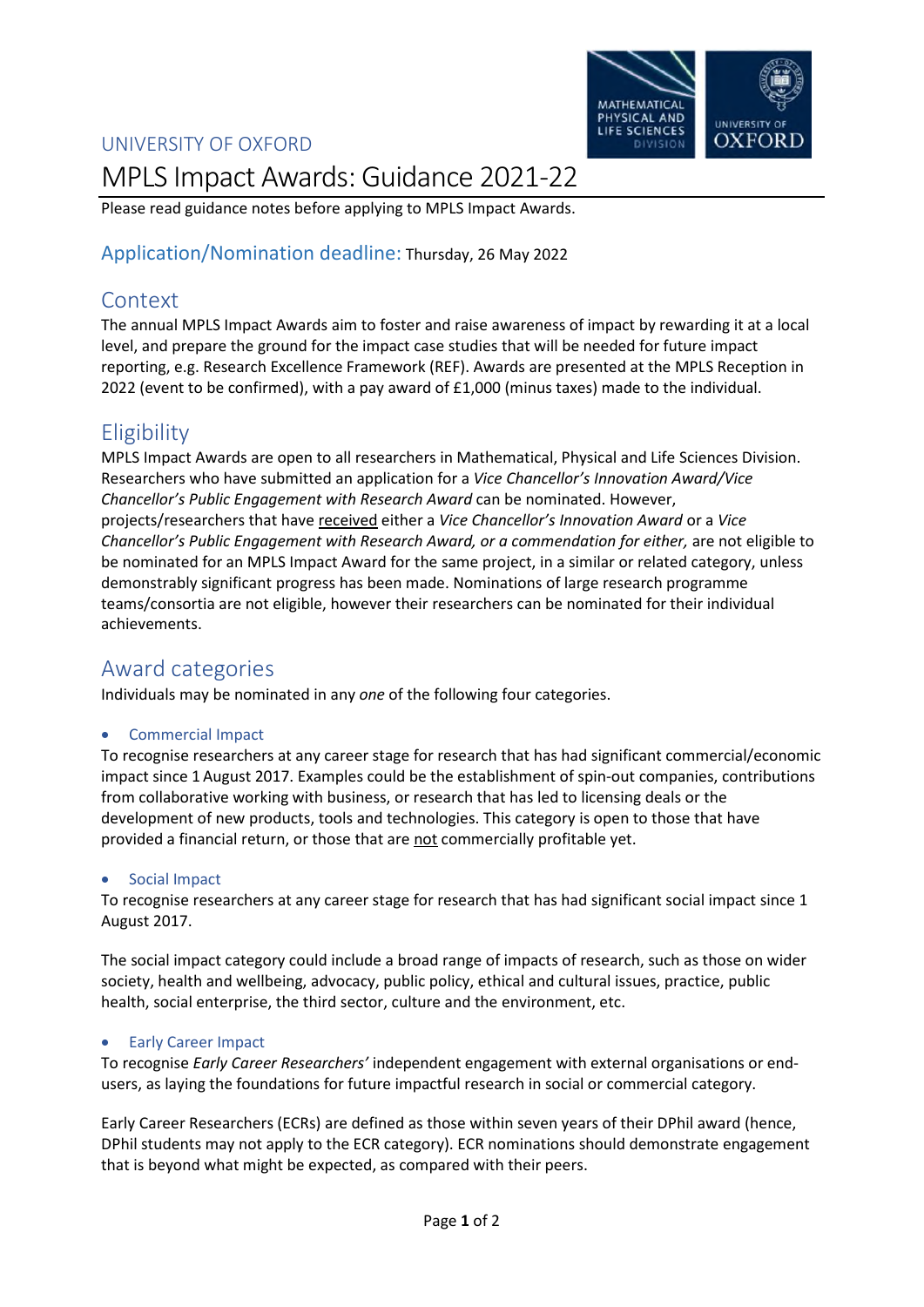UNIVERSITY OF OXFORD

# MPLS Impact Awards: Guidance 2021-22

Please read guidance notes before applying to MPLS Impact Awards.

## Application/Nomination deadline: Thursday, 26 May 2022

## Context

The annual MPLS Impact Awards aim to foster and raise awareness of impact by rewarding it at a local level, and prepare the ground for the impact case studies that will be needed for future impact reporting, e.g. Research Excellence Framework (REF). Awards are presented at the MPLS Reception in 2022 (event to be confirmed), with a pay award of £1,000 (minus taxes) made to the individual.

## Eligibility

MPLS Impact Awards are open to all researchers in Mathematical, Physical and Life Sciences Division. Researchers who have submitted an application for a *Vice Chancellor's Innovation Award/Vice Chancellor's Public Engagement with Research Award* can be nominated. However, projects/researchers that have <u>received</u> either a *Vice Chancellor's Innovation Award* or a *Vice Chancellor's Public Engagement with Research Award, or a commendation for either,* are not eligible to be nominated for an MPLS Impact Award for the same project, in a similar or related category, unless demonstrably significant progress has been made. Nominations of large research programme teams/consortia are not eligible, however their researchers can be nominated for their individual achievements.

## Award categories

Individuals may be nominated in any *one* of the following four categories.

- ### Commercial Impact

To recognise researchers at any career stage for research that has had significant commercial/economic impact since 1 August 2017. Examples could be the establishment of spin-out companies, contributions from collaborative working with business, or research that has led to licensing deals or the development of new products, tools and technologies. This category is open to those that have provided a financial return, or those that are <u>not</u> commercially profitable yet.

- ### Social Impact

To recognise researchers at any career stage for research that has had significant social impact since 1 August 2017.

The social impact category could include a broad range of impacts of research, such as those on wider society, health and wellbeing, advocacy, public policy, ethical and cultural issues, practice, public health, social enterprise, the third sector, culture and the environment, etc.

- ### Early Career Impact

To recognise *Early Career Researchers'* independent engagement with external organisations or end-users, as laying the foundations for future impactful research in social or commercial category.

Early Career Researchers (ECRs) are defined as those within seven years of their DPhil award (hence, DPhil students may not apply to the ECR category). ECR nominations should demonstrate engagement that is beyond what might be expected, as compared with their peers.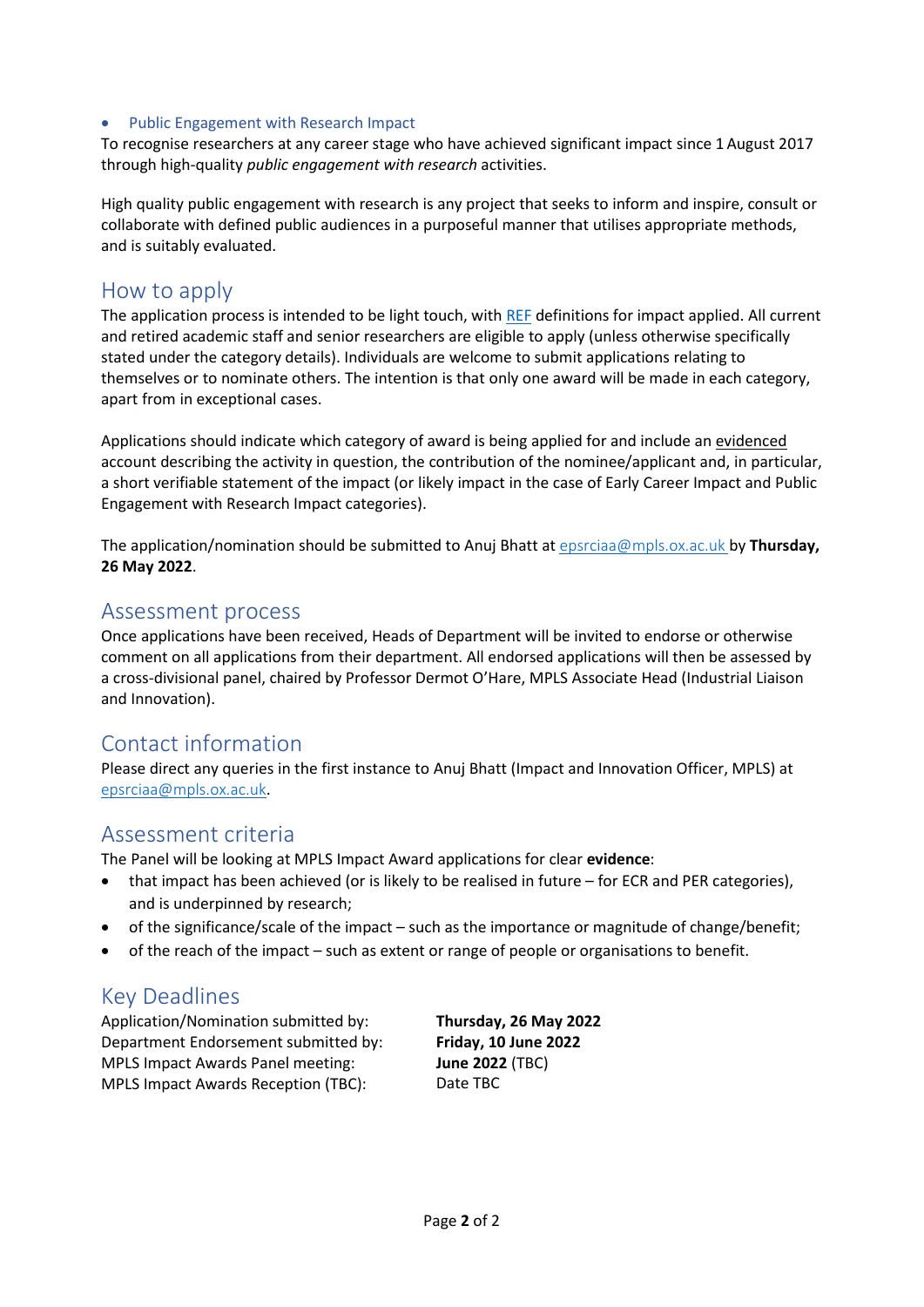- Public Engagement with Research Impact

To recognise researchers at any career stage who have achieved significant impact since 1 August 2017 through high-quality *public engagement with research* activities.

High quality public engagement with research is any project that seeks to inform and inspire, consult or collaborate with defined public audiences in a purposeful manner that utilises appropriate methods, and is suitably evaluated.

## How to apply

The application process is intended to be light touch, with REF definitions for impact applied. All current and retired academic staff and senior researchers are eligible to apply (unless otherwise specifically stated under the category details). Individuals are welcome to submit applications relating to themselves or to nominate others. The intention is that only one award will be made in each category, apart from in exceptional cases.

Applications should indicate which category of award is being applied for and include an evidenced account describing the activity in question, the contribution of the nominee/applicant and, in particular, a short verifiable statement of the impact (or likely impact in the case of Early Career Impact and Public Engagement with Research Impact categories).

The application/nomination should be submitted to Anuj Bhatt at epsrciaa@mpls.ox.ac.uk by **Thursday, 26 May 2022**.

## Assessment process

Once applications have been received, Heads of Department will be invited to endorse or otherwise comment on all applications from their department. All endorsed applications will then be assessed by a cross-divisional panel, chaired by Professor Dermot O'Hare, MPLS Associate Head (Industrial Liaison and Innovation).

## Contact information

Please direct any queries in the first instance to Anuj Bhatt (Impact and Innovation Officer, MPLS) at epsrciaa@mpls.ox.ac.uk.

## Assessment criteria

The Panel will be looking at MPLS Impact Award applications for clear **evidence**:

- that impact has been achieved (or is likely to be realised in future – for ECR and PER categories), and is underpinned by research;
- of the significance/scale of the impact – such as the importance or magnitude of change/benefit;
- of the reach of the impact – such as extent or range of people or organisations to benefit.

## Key Deadlines

| | |
|---|---|
| Application/Nomination submitted by: | **Thursday, 26 May 2022** |
| Department Endorsement submitted by: | **Friday, 10 June 2022** |
| MPLS Impact Awards Panel meeting: | **June 2022** (TBC) |
| MPLS Impact Awards Reception (TBC): | Date TBC |